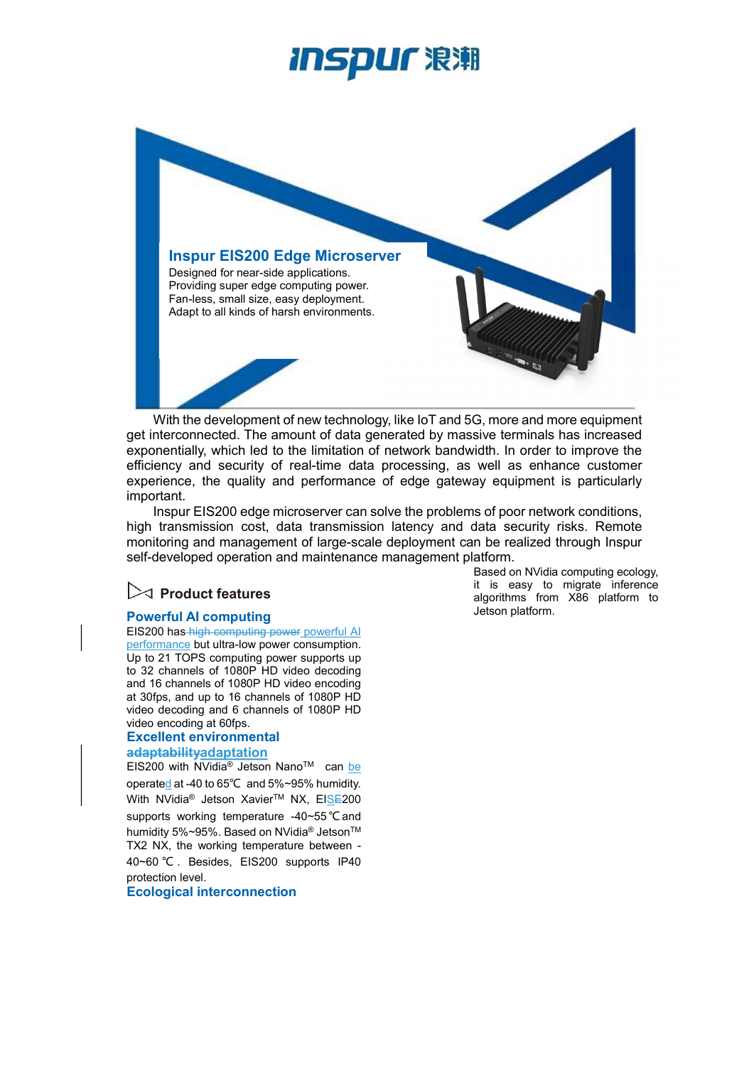# Inspur EIS200 Edge Microserver

Designed for near-side applications.
Providing super edge computing power.
Fan-less, small size, easy deployment.
Adapt to all kinds of harsh environments.

With the development of new technology, like IoT and 5G, more and more equipment get interconnected. The amount of data generated by massive terminals has increased exponentially, which led to the limitation of network bandwidth. In order to improve the efficiency and security of real-time data processing, as well as enhance customer experience, the quality and performance of edge gateway equipment is particularly important.

Inspur EIS200 edge microserver can solve the problems of poor network conditions, high transmission cost, data transmission latency and data security risks. Remote monitoring and management of large-scale deployment can be realized through Inspur self-developed operation and maintenance management platform.

## Product features

### Powerful AI computing

EIS200 has ~~high computing power~~ powerful AI performance but ultra-low power consumption. Up to 21 TOPS computing power supports up to 32 channels of 1080P HD video decoding and 16 channels of 1080P HD video encoding at 30fps, and up to 16 channels of 1080P HD video decoding and 6 channels of 1080P HD video encoding at 60fps.

### Excellent environmental ~~adaptability~~adaptation

EIS200 with NVidia® Jetson Nano™ can be operated at -40 to 65℃ and 5%~95% humidity. With NVidia® Jetson Xavier™ NX, EIS~~E~~200 supports working temperature -40~55℃ and humidity 5%~95%. Based on NVidia® Jetson™ TX2 NX, the working temperature between -40~60 ℃. Besides, EIS200 supports IP40 protection level.

### Ecological interconnection

Based on NVidia computing ecology, it is easy to migrate inference algorithms from X86 platform to Jetson platform.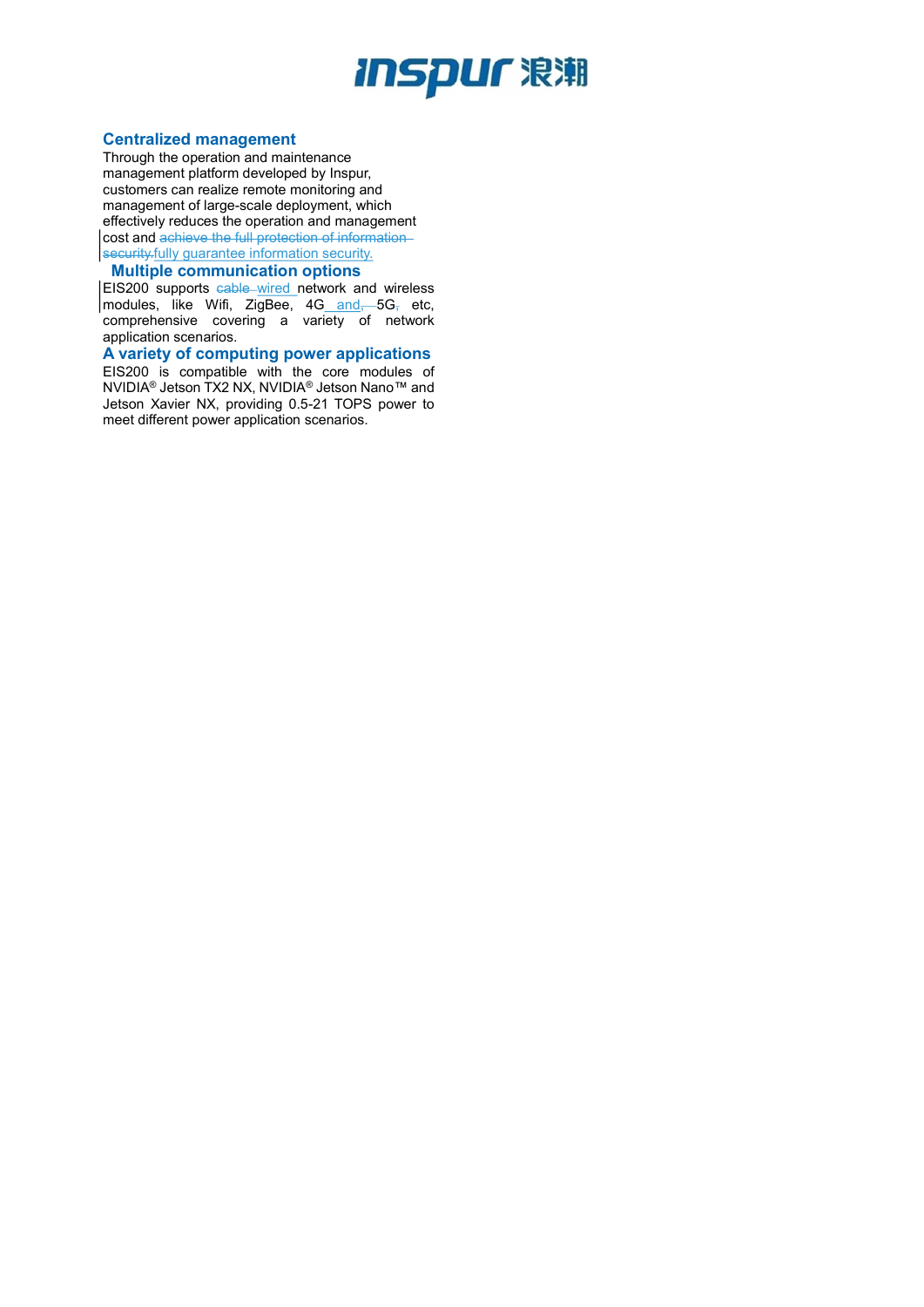## Centralized management

Through the operation and maintenance management platform developed by Inspur, customers can realize remote monitoring and management of large-scale deployment, which effectively reduces the operation and management cost and ~~achieve the full protection of information security.~~fully guarantee information security.

## Multiple communication options

EIS200 supports ~~cable~~ wired network and wireless modules, like Wifi, ZigBee, 4G and~~,~~ 5G~~,~~ etc, comprehensive covering a variety of network application scenarios.

## A variety of computing power applications

EIS200 is compatible with the core modules of NVIDIA® Jetson TX2 NX, NVIDIA® Jetson Nano™ and Jetson Xavier NX, providing 0.5-21 TOPS power to meet different power application scenarios.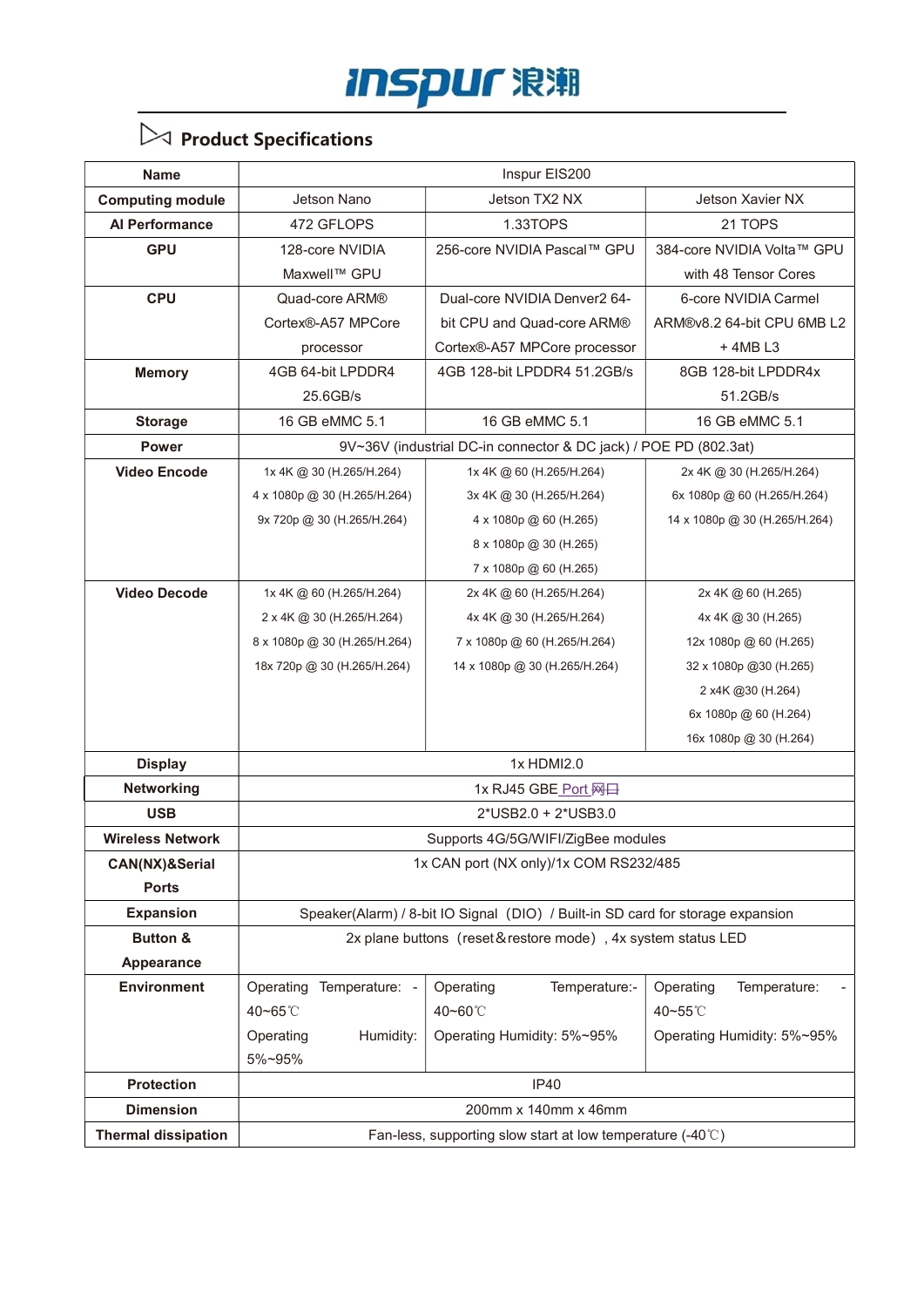# inspur 浪潮

## Product Specifications

| Name | Inspur EIS200 | | |
|---|---|---|---|
| Computing module | Jetson Nano | Jetson TX2 NX | Jetson Xavier NX |
| AI Performance | 472 GFLOPS | 1.33TOPS | 21 TOPS |
| GPU | 128-core NVIDIA Maxwell™ GPU | 256-core NVIDIA Pascal™ GPU | 384-core NVIDIA Volta™ GPU with 48 Tensor Cores |
| CPU | Quad-core ARM® Cortex®-A57 MPCore processor | Dual-core NVIDIA Denver2 64-bit CPU and Quad-core ARM® Cortex®-A57 MPCore processor | 6-core NVIDIA Carmel ARM®v8.2 64-bit CPU 6MB L2 + 4MB L3 |
| Memory | 4GB 64-bit LPDDR4 25.6GB/s | 4GB 128-bit LPDDR4 51.2GB/s | 8GB 128-bit LPDDR4x 51.2GB/s |
| Storage | 16 GB eMMC 5.1 | 16 GB eMMC 5.1 | 16 GB eMMC 5.1 |
| Power | 9V~36V (industrial DC-in connector & DC jack) / POE PD (802.3at) | | |
| Video Encode | 1x 4K @ 30 (H.265/H.264)<br>4 x 1080p @ 30 (H.265/H.264)<br>9x 720p @ 30 (H.265/H.264) | 1x 4K @ 60 (H.265/H.264)<br>3x 4K @ 30 (H.265/H.264)<br>4 x 1080p @ 60 (H.265)<br>8 x 1080p @ 30 (H.265)<br>7 x 1080p @ 60 (H.265) | 2x 4K @ 30 (H.265/H.264)<br>6x 1080p @ 60 (H.265/H.264)<br>14 x 1080p @ 30 (H.265/H.264) |
| Video Decode | 1x 4K @ 60 (H.265/H.264)<br>2 x 4K @ 30 (H.265/H.264)<br>8 x 1080p @ 30 (H.265/H.264)<br>18x 720p @ 30 (H.265/H.264) | 2x 4K @ 60 (H.265/H.264)<br>4x 4K @ 30 (H.265/H.264)<br>7 x 1080p @ 60 (H.265/H.264)<br>14 x 1080p @ 30 (H.265/H.264) | 2x 4K @ 60 (H.265)<br>4x 4K @ 30 (H.265)<br>12x 1080p @ 60 (H.265)<br>32 x 1080p @30 (H.265)<br>2 x4K @30 (H.264)<br>6x 1080p @ 60 (H.264)<br>16x 1080p @ 30 (H.264) |
| Display | 1x HDMI2.0 | | |
| Networking | 1x RJ45 GBE Port 网口 | | |
| USB | 2*USB2.0 + 2*USB3.0 | | |
| Wireless Network | Supports 4G/5G/WIFI/ZigBee modules | | |
| CAN(NX)&Serial Ports | 1x CAN port (NX only)/1x COM RS232/485 | | |
| Expansion | Speaker(Alarm) / 8-bit IO Signal（DIO）/ Built-in SD card for storage expansion | | |
| Button & Appearance | 2x plane buttons（reset＆restore mode）, 4x system status LED | | |
| Environment | Operating Temperature: -40~65℃<br>Operating Humidity: 5%~95% | Operating Temperature:-40~60℃<br>Operating Humidity: 5%~95% | Operating Temperature: -40~55℃<br>Operating Humidity: 5%~95% |
| Protection | IP40 | | |
| Dimension | 200mm x 140mm x 46mm | | |
| Thermal dissipation | Fan-less, supporting slow start at low temperature (-40℃) | | |